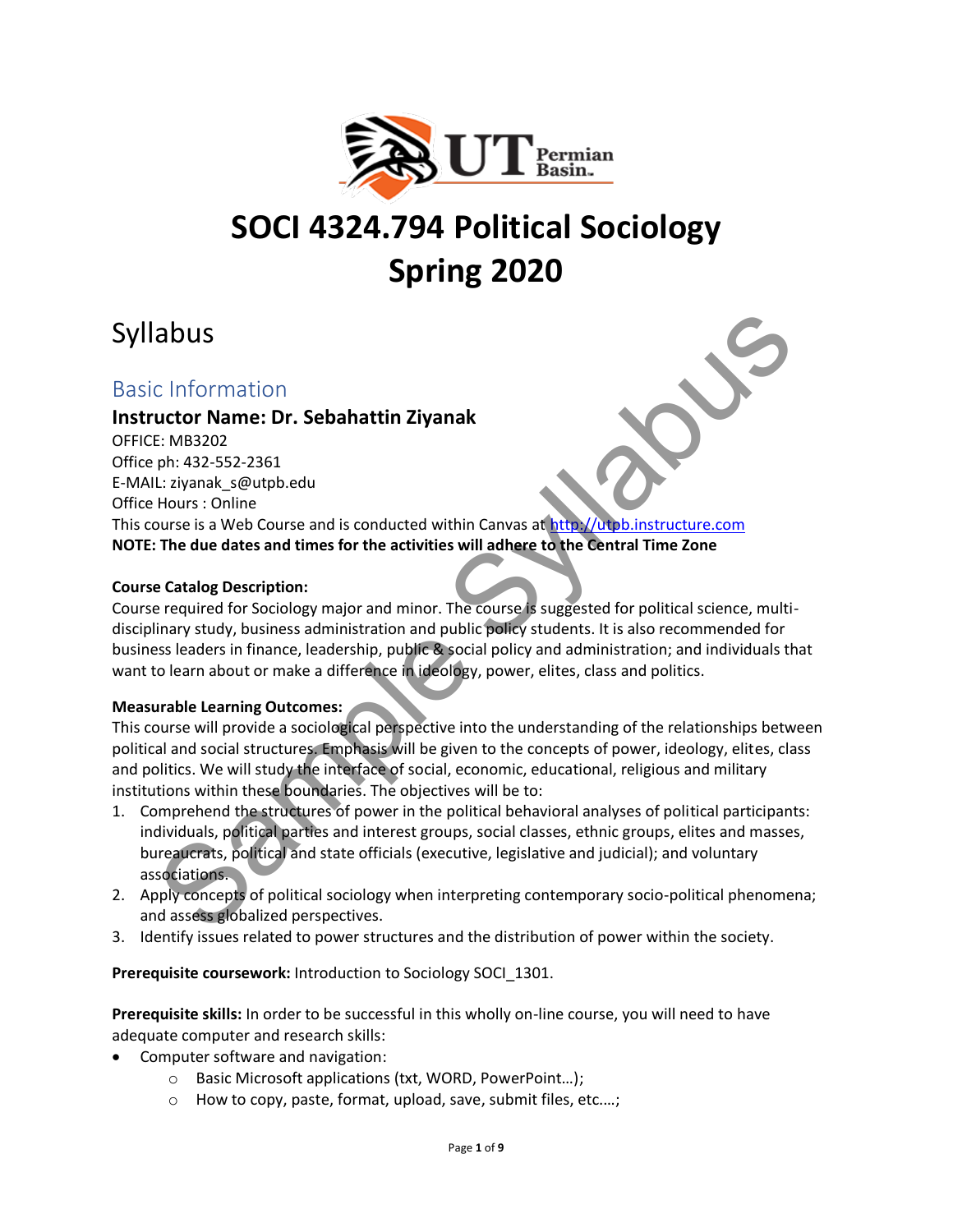# SOCI 4324.794 Political Sociology
# Spring 2020

## Syllabus

### Basic Information

**Instructor Name: Dr. Sebahattin Ziyanak**

OFFICE: MB3202
Office ph: 432-552-2361
E-MAIL: ziyanak_s@utpb.edu
Office Hours : Online
This course is a Web Course and is conducted within Canvas at http://utpb.instructure.com
**NOTE: The due dates and times for the activities will adhere to the Central Time Zone**

**Course Catalog Description:**
Course required for Sociology major and minor. The course is suggested for political science, multi-disciplinary study, business administration and public policy students. It is also recommended for business leaders in finance, leadership, public & social policy and administration; and individuals that want to learn about or make a difference in ideology, power, elites, class and politics.

**Measurable Learning Outcomes:**
This course will provide a sociological perspective into the understanding of the relationships between political and social structures. Emphasis will be given to the concepts of power, ideology, elites, class and politics. We will study the interface of social, economic, educational, religious and military institutions within these boundaries. The objectives will be to:

1. Comprehend the structures of power in the political behavioral analyses of political participants: individuals, political parties and interest groups, social classes, ethnic groups, elites and masses, bureaucrats, political and state officials (executive, legislative and judicial); and voluntary associations.
2. Apply concepts of political sociology when interpreting contemporary socio-political phenomena; and assess globalized perspectives.
3. Identify issues related to power structures and the distribution of power within the society.

**Prerequisite coursework:** Introduction to Sociology SOCI_1301.

**Prerequisite skills:** In order to be successful in this wholly on-line course, you will need to have adequate computer and research skills:

- Computer software and navigation:
  - Basic Microsoft applications (txt, WORD, PowerPoint…);
  - How to copy, paste, format, upload, save, submit files, etc.…;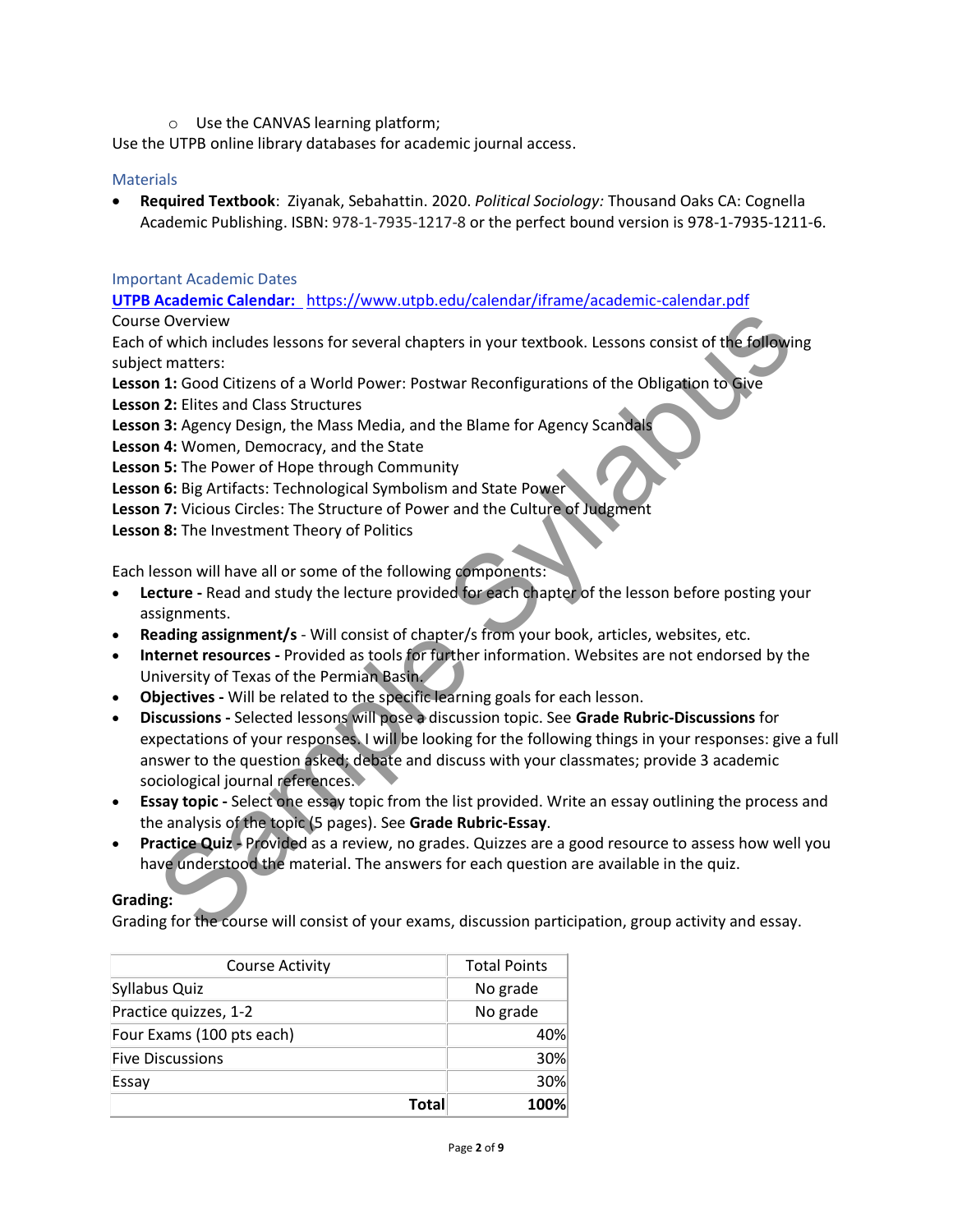- Use the CANVAS learning platform;

Use the UTPB online library databases for academic journal access.

### Materials

- **Required Textbook**: Ziyanak, Sebahattin. 2020. *Political Sociology:* Thousand Oaks CA: Cognella Academic Publishing. ISBN: 978-1-7935-1217-8 or the perfect bound version is 978-1-7935-1211-6.

### Important Academic Dates

**UTPB Academic Calendar:** https://www.utpb.edu/calendar/iframe/academic-calendar.pdf

Course Overview

Each of which includes lessons for several chapters in your textbook. Lessons consist of the following subject matters:

**Lesson 1:** Good Citizens of a World Power: Postwar Reconfigurations of the Obligation to Give
**Lesson 2:** Elites and Class Structures
**Lesson 3:** Agency Design, the Mass Media, and the Blame for Agency Scandals
**Lesson 4:** Women, Democracy, and the State
**Lesson 5:** The Power of Hope through Community
**Lesson 6:** Big Artifacts: Technological Symbolism and State Power
**Lesson 7:** Vicious Circles: The Structure of Power and the Culture of Judgment
**Lesson 8:** The Investment Theory of Politics

Each lesson will have all or some of the following components:

- **Lecture -** Read and study the lecture provided for each chapter of the lesson before posting your assignments.
- **Reading assignment/s** - Will consist of chapter/s from your book, articles, websites, etc.
- **Internet resources -** Provided as tools for further information. Websites are not endorsed by the University of Texas of the Permian Basin.
- **Objectives -** Will be related to the specific learning goals for each lesson.
- **Discussions -** Selected lessons will pose a discussion topic. See **Grade Rubric-Discussions** for expectations of your responses. I will be looking for the following things in your responses: give a full answer to the question asked; debate and discuss with your classmates; provide 3 academic sociological journal references.
- **Essay topic -** Select one essay topic from the list provided. Write an essay outlining the process and the analysis of the topic (5 pages). See **Grade Rubric-Essay**.
- **Practice Quiz -** Provided as a review, no grades. Quizzes are a good resource to assess how well you have understood the material. The answers for each question are available in the quiz.

**Grading:**

Grading for the course will consist of your exams, discussion participation, group activity and essay.

| Course Activity | Total Points |
|---|---|
| Syllabus Quiz | No grade |
| Practice quizzes, 1-2 | No grade |
| Four Exams (100 pts each) | 40% |
| Five Discussions | 30% |
| Essay | 30% |
| **Total** | **100%** |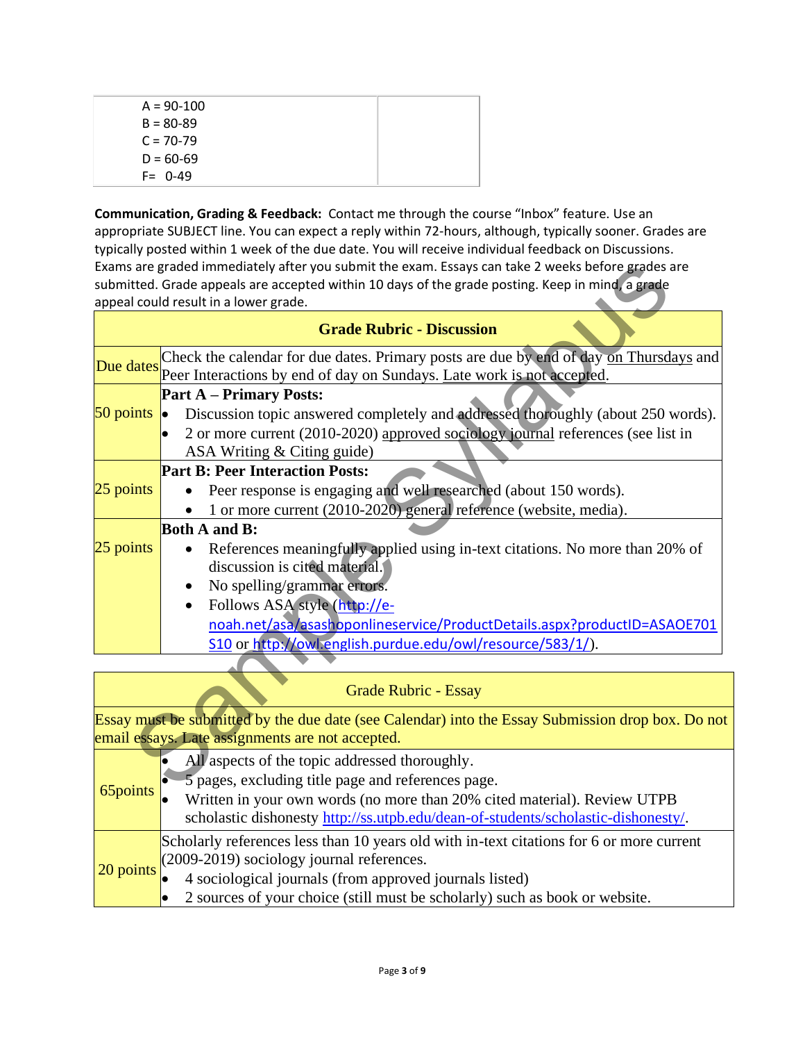| A = 90-100<br>B = 80-89<br>C = 70-79<br>D = 60-69<br>F= 0-49 | |
|---|---|

**Communication, Grading & Feedback:** Contact me through the course "Inbox" feature. Use an appropriate SUBJECT line. You can expect a reply within 72-hours, although, typically sooner. Grades are typically posted within 1 week of the due date. You will receive individual feedback on Discussions. Exams are graded immediately after you submit the exam. Essays can take 2 weeks before grades are submitted. Grade appeals are accepted within 10 days of the grade posting. Keep in mind, a grade appeal could result in a lower grade.

| **Grade Rubric - Discussion** | |
|---|---|
| Due dates | Check the calendar for due dates. Primary posts are due by end of day on Thursdays and Peer Interactions by end of day on Sundays. Late work is not accepted. |
| 50 points | **Part A – Primary Posts:**<br>• Discussion topic answered completely and addressed thoroughly (about 250 words).<br>• 2 or more current (2010-2020) approved sociology journal references (see list in ASA Writing & Citing guide) |
| 25 points | **Part B: Peer Interaction Posts:**<br>• Peer response is engaging and well researched (about 150 words).<br>• 1 or more current (2010-2020) general reference (website, media). |
| 25 points | **Both A and B:**<br>• References meaningfully applied using in-text citations. No more than 20% of discussion is cited material.<br>• No spelling/grammar errors.<br>• Follows ASA style (http://e-noah.net/asa/asashoponlineservice/ProductDetails.aspx?productID=ASAOE701S10 or http://owl.english.purdue.edu/owl/resource/583/1/). |

| Grade Rubric - Essay | |
|---|---|
| Essay must be submitted by the due date (see Calendar) into the Essay Submission drop box. Do not email essays. Late assignments are not accepted. | |
| 65points | • All aspects of the topic addressed thoroughly.<br>• 5 pages, excluding title page and references page.<br>• Written in your own words (no more than 20% cited material). Review UTPB scholastic dishonesty http://ss.utpb.edu/dean-of-students/scholastic-dishonesty/. |
| 20 points | Scholarly references less than 10 years old with in-text citations for 6 or more current (2009-2019) sociology journal references.<br>• 4 sociological journals (from approved journals listed)<br>• 2 sources of your choice (still must be scholarly) such as book or website. |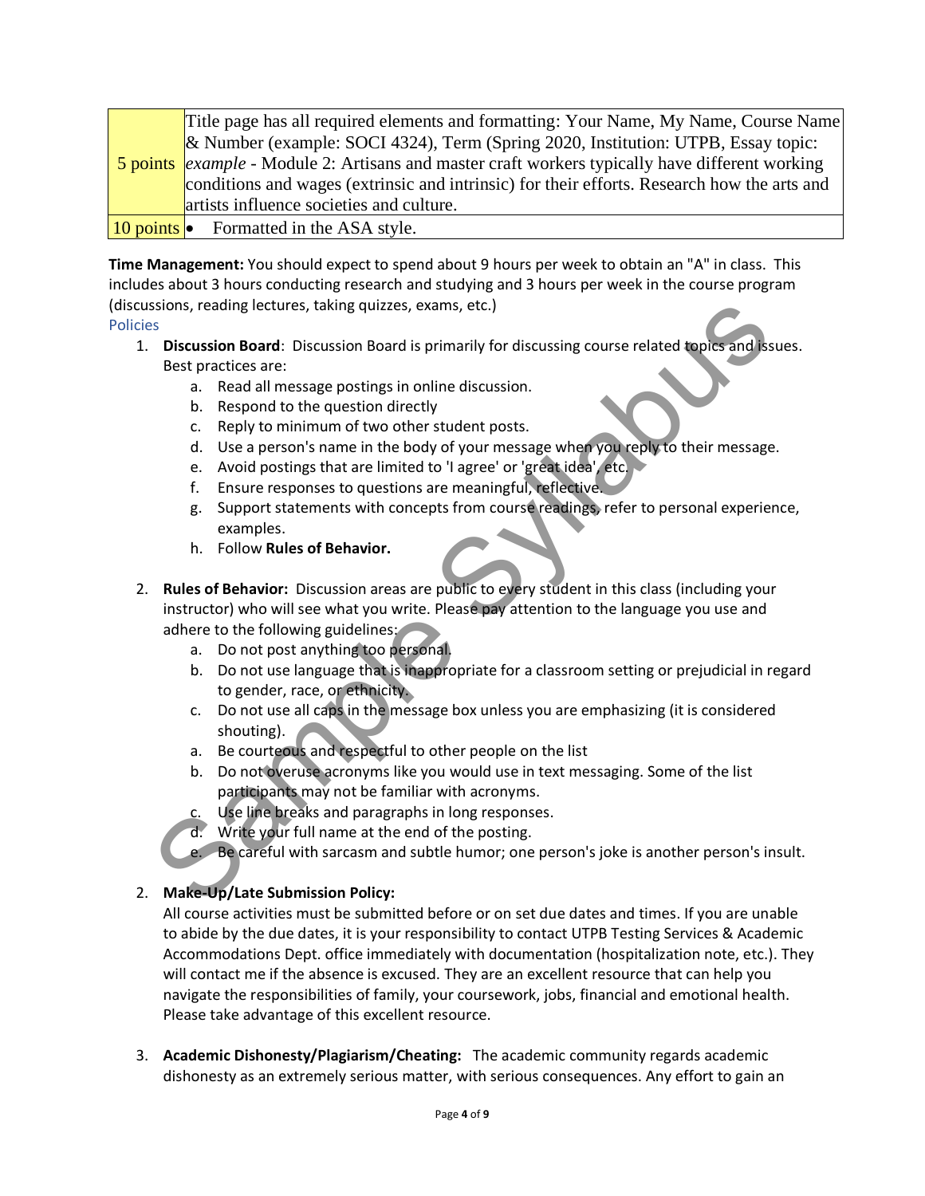| | |
|---|---|
| 5 points | Title page has all required elements and formatting: Your Name, My Name, Course Name & Number (example: SOCI 4324), Term (Spring 2020, Institution: UTPB, Essay topic: *example* - Module 2: Artisans and master craft workers typically have different working conditions and wages (extrinsic and intrinsic) for their efforts. Research how the arts and artists influence societies and culture. |
| 10 points | • Formatted in the ASA style. |

**Time Management:** You should expect to spend about 9 hours per week to obtain an "A" in class. This includes about 3 hours conducting research and studying and 3 hours per week in the course program (discussions, reading lectures, taking quizzes, exams, etc.)

## Policies

1. **Discussion Board**: Discussion Board is primarily for discussing course related topics and issues. Best practices are:
   a. Read all message postings in online discussion.
   b. Respond to the question directly
   c. Reply to minimum of two other student posts.
   d. Use a person's name in the body of your message when you reply to their message.
   e. Avoid postings that are limited to 'I agree' or 'great idea', etc.
   f. Ensure responses to questions are meaningful, reflective.
   g. Support statements with concepts from course readings, refer to personal experience, examples.
   h. Follow **Rules of Behavior.**

2. **Rules of Behavior:** Discussion areas are public to every student in this class (including your instructor) who will see what you write. Please pay attention to the language you use and adhere to the following guidelines:
   a. Do not post anything too personal.
   b. Do not use language that is inappropriate for a classroom setting or prejudicial in regard to gender, race, or ethnicity.
   c. Do not use all caps in the message box unless you are emphasizing (it is considered shouting).
   a. Be courteous and respectful to other people on the list
   b. Do not overuse acronyms like you would use in text messaging. Some of the list participants may not be familiar with acronyms.
   c. Use line breaks and paragraphs in long responses.
   d. Write your full name at the end of the posting.
   e. Be careful with sarcasm and subtle humor; one person's joke is another person's insult.

2. **Make-Up/Late Submission Policy:**
   All course activities must be submitted before or on set due dates and times. If you are unable to abide by the due dates, it is your responsibility to contact UTPB Testing Services & Academic Accommodations Dept. office immediately with documentation (hospitalization note, etc.). They will contact me if the absence is excused. They are an excellent resource that can help you navigate the responsibilities of family, your coursework, jobs, financial and emotional health. Please take advantage of this excellent resource.

3. **Academic Dishonesty/Plagiarism/Cheating:** The academic community regards academic dishonesty as an extremely serious matter, with serious consequences. Any effort to gain an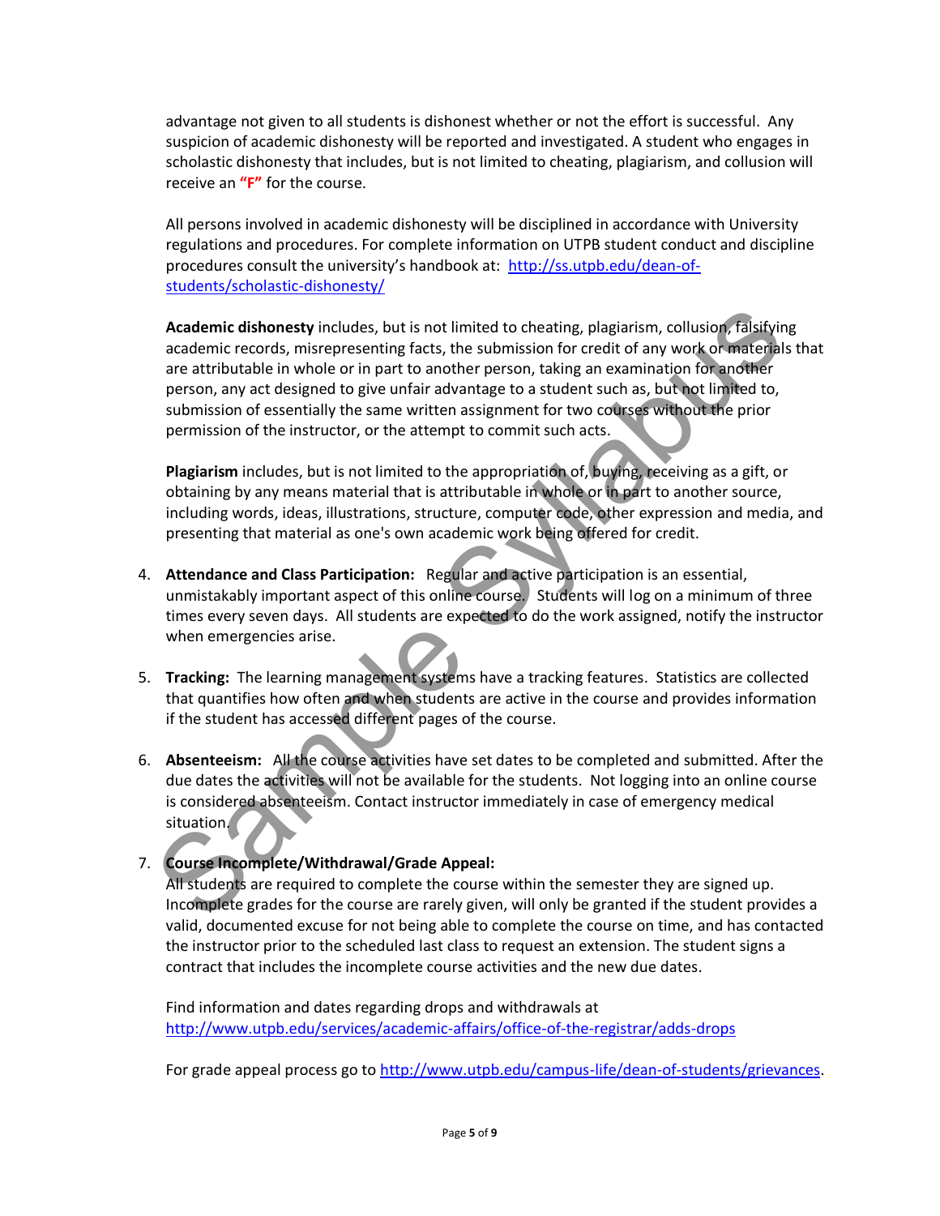advantage not given to all students is dishonest whether or not the effort is successful. Any suspicion of academic dishonesty will be reported and investigated. A student who engages in scholastic dishonesty that includes, but is not limited to cheating, plagiarism, and collusion will receive an **"F"** for the course.

All persons involved in academic dishonesty will be disciplined in accordance with University regulations and procedures. For complete information on UTPB student conduct and discipline procedures consult the university's handbook at: http://ss.utpb.edu/dean-of-students/scholastic-dishonesty/

**Academic dishonesty** includes, but is not limited to cheating, plagiarism, collusion, falsifying academic records, misrepresenting facts, the submission for credit of any work or materials that are attributable in whole or in part to another person, taking an examination for another person, any act designed to give unfair advantage to a student such as, but not limited to, submission of essentially the same written assignment for two courses without the prior permission of the instructor, or the attempt to commit such acts.

**Plagiarism** includes, but is not limited to the appropriation of, buying, receiving as a gift, or obtaining by any means material that is attributable in whole or in part to another source, including words, ideas, illustrations, structure, computer code, other expression and media, and presenting that material as one's own academic work being offered for credit.

4. **Attendance and Class Participation:** Regular and active participation is an essential, unmistakably important aspect of this online course. Students will log on a minimum of three times every seven days. All students are expected to do the work assigned, notify the instructor when emergencies arise.

5. **Tracking:** The learning management systems have a tracking features. Statistics are collected that quantifies how often and when students are active in the course and provides information if the student has accessed different pages of the course.

6. **Absenteeism:** All the course activities have set dates to be completed and submitted. After the due dates the activities will not be available for the students. Not logging into an online course is considered absenteeism. Contact instructor immediately in case of emergency medical situation.

7. **Course Incomplete/Withdrawal/Grade Appeal:**
   All students are required to complete the course within the semester they are signed up. Incomplete grades for the course are rarely given, will only be granted if the student provides a valid, documented excuse for not being able to complete the course on time, and has contacted the instructor prior to the scheduled last class to request an extension. The student signs a contract that includes the incomplete course activities and the new due dates.

   Find information and dates regarding drops and withdrawals at http://www.utpb.edu/services/academic-affairs/office-of-the-registrar/adds-drops

   For grade appeal process go to http://www.utpb.edu/campus-life/dean-of-students/grievances.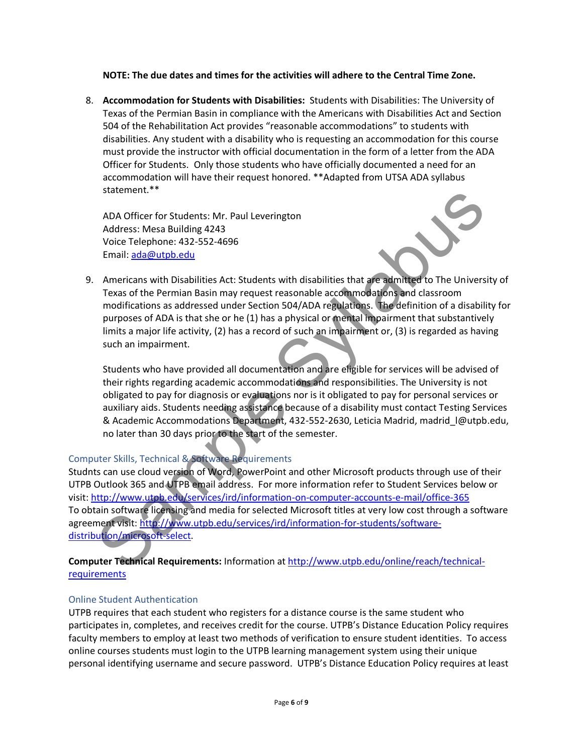**NOTE: The due dates and times for the activities will adhere to the Central Time Zone.**

8. **Accommodation for Students with Disabilities:** Students with Disabilities: The University of Texas of the Permian Basin in compliance with the Americans with Disabilities Act and Section 504 of the Rehabilitation Act provides "reasonable accommodations" to students with disabilities. Any student with a disability who is requesting an accommodation for this course must provide the instructor with official documentation in the form of a letter from the ADA Officer for Students. Only those students who have officially documented a need for an accommodation will have their request honored. **Adapted from UTSA ADA syllabus statement.**

   ADA Officer for Students: Mr. Paul Leverington
   Address: Mesa Building 4243
   Voice Telephone: 432-552-4696
   Email: [ada@utpb.edu](mailto:ada@utpb.edu)

9. Americans with Disabilities Act: Students with disabilities that are admitted to The University of Texas of the Permian Basin may request reasonable accommodations and classroom modifications as addressed under Section 504/ADA regulations. The definition of a disability for purposes of ADA is that she or he (1) has a physical or mental impairment that substantively limits a major life activity, (2) has a record of such an impairment or, (3) is regarded as having such an impairment.

   Students who have provided all documentation and are eligible for services will be advised of their rights regarding academic accommodations and responsibilities. The University is not obligated to pay for diagnosis or evaluations nor is it obligated to pay for personal services or auxiliary aids. Students needing assistance because of a disability must contact Testing Services & Academic Accommodations Department, 432-552-2630, Leticia Madrid, madrid_l@utpb.edu, no later than 30 days prior to the start of the semester.

## Computer Skills, Technical & Software Requirements

Studnts can use cloud version of Word, PowerPoint and other Microsoft products through use of their UTPB Outlook 365 and UTPB email address. For more information refer to Student Services below or visit: [http://www.utpb.edu/services/ird/information-on-computer-accounts-e-mail/office-365](http://www.utpb.edu/services/ird/information-on-computer-accounts-e-mail/office-365)
To obtain software licensing and media for selected Microsoft titles at very low cost through a software agreement visit: [http://www.utpb.edu/services/ird/information-for-students/software-distribution/microsoft-select](http://www.utpb.edu/services/ird/information-for-students/software-distribution/microsoft-select).

**Computer Technical Requirements:** Information at [http://www.utpb.edu/online/reach/technical-requirements](http://www.utpb.edu/online/reach/technical-requirements)

## Online Student Authentication

UTPB requires that each student who registers for a distance course is the same student who participates in, completes, and receives credit for the course. UTPB's Distance Education Policy requires faculty members to employ at least two methods of verification to ensure student identities. To access online courses students must login to the UTPB learning management system using their unique personal identifying username and secure password. UTPB's Distance Education Policy requires at least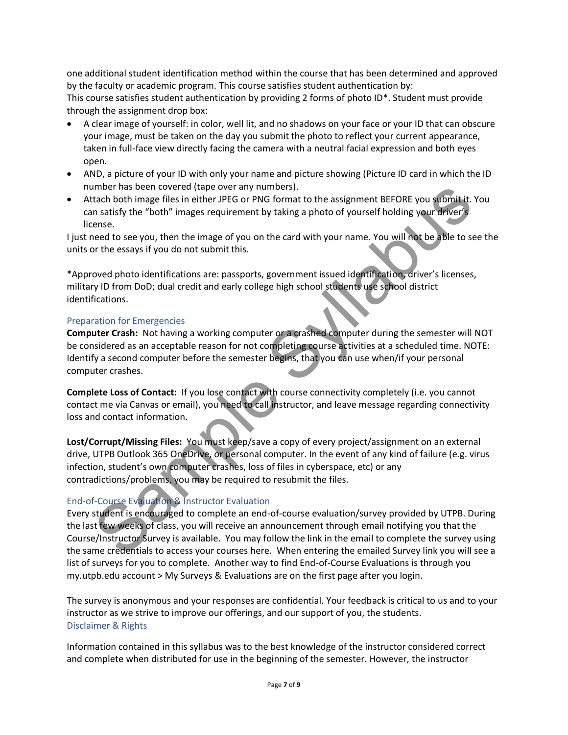one additional student identification method within the course that has been determined and approved by the faculty or academic program. This course satisfies student authentication by:
This course satisfies student authentication by providing 2 forms of photo ID*. Student must provide through the assignment drop box:

- A clear image of yourself: in color, well lit, and no shadows on your face or your ID that can obscure your image, must be taken on the day you submit the photo to reflect your current appearance, taken in full-face view directly facing the camera with a neutral facial expression and both eyes open.
- AND, a picture of your ID with only your name and picture showing (Picture ID card in which the ID number has been covered (tape over any numbers).
- Attach both image files in either JPEG or PNG format to the assignment BEFORE you submit it. You can satisfy the "both" images requirement by taking a photo of yourself holding your driver's license.

I just need to see you, then the image of you on the card with your name. You will not be able to see the units or the essays if you do not submit this.

*Approved photo identifications are: passports, government issued identification, driver's licenses, military ID from DoD; dual credit and early college high school students use school district identifications.

### Preparation for Emergencies

**Computer Crash:** Not having a working computer or a crashed computer during the semester will NOT be considered as an acceptable reason for not completing course activities at a scheduled time. NOTE: Identify a second computer before the semester begins, that you can use when/if your personal computer crashes.

**Complete Loss of Contact:** If you lose contact with course connectivity completely (i.e. you cannot contact me via Canvas or email), you need to call instructor, and leave message regarding connectivity loss and contact information.

**Lost/Corrupt/Missing Files:** You must keep/save a copy of every project/assignment on an external drive, UTPB Outlook 365 OneDrive, or personal computer. In the event of any kind of failure (e.g. virus infection, student's own computer crashes, loss of files in cyberspace, etc) or any contradictions/problems, you may be required to resubmit the files.

### End-of-Course Evaluation & Instructor Evaluation

Every student is encouraged to complete an end-of-course evaluation/survey provided by UTPB. During the last few weeks of class, you will receive an announcement through email notifying you that the Course/Instructor Survey is available. You may follow the link in the email to complete the survey using the same credentials to access your courses here. When entering the emailed Survey link you will see a list of surveys for you to complete. Another way to find End-of-Course Evaluations is through you my.utpb.edu account > My Surveys & Evaluations are on the first page after you login.

The survey is anonymous and your responses are confidential. Your feedback is critical to us and to your instructor as we strive to improve our offerings, and our support of you, the students.

### Disclaimer & Rights

Information contained in this syllabus was to the best knowledge of the instructor considered correct and complete when distributed for use in the beginning of the semester. However, the instructor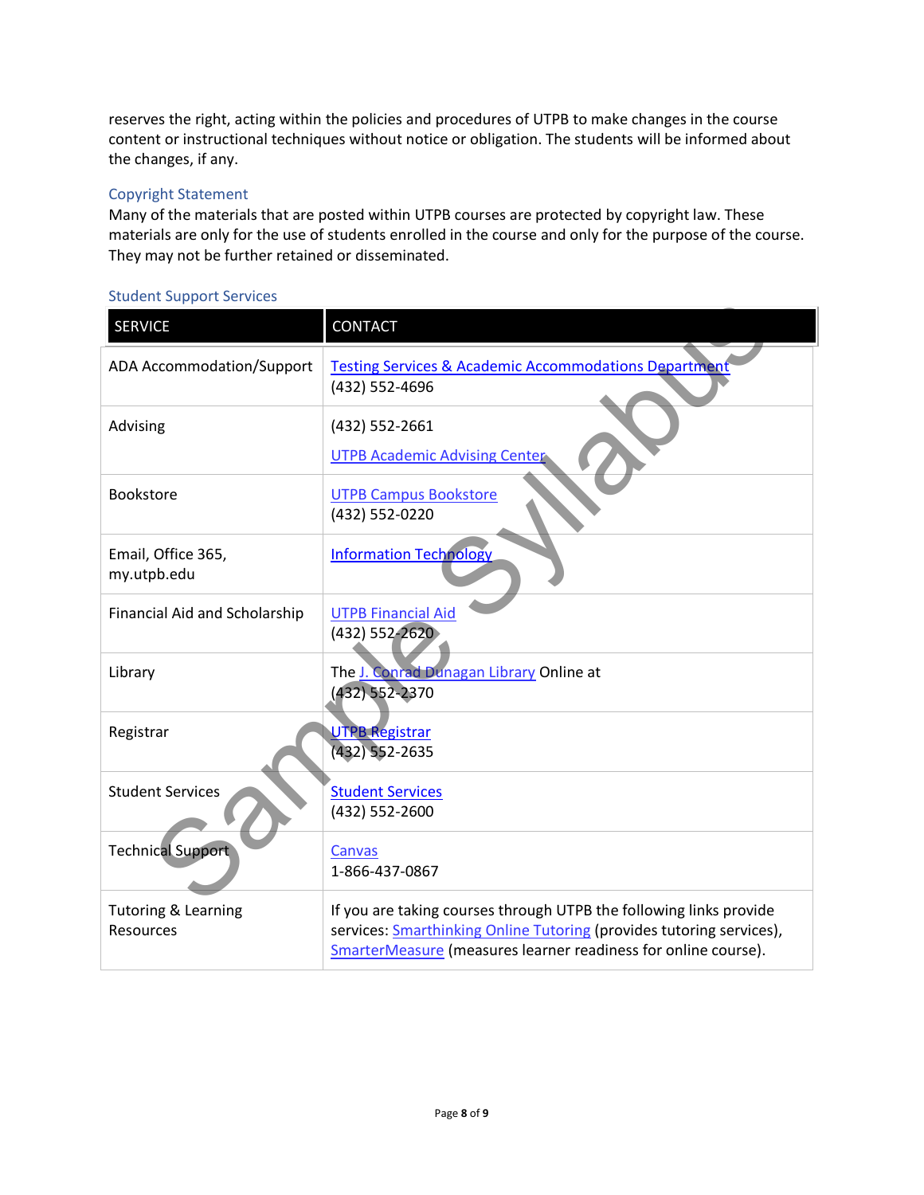reserves the right, acting within the policies and procedures of UTPB to make changes in the course content or instructional techniques without notice or obligation. The students will be informed about the changes, if any.

### Copyright Statement

Many of the materials that are posted within UTPB courses are protected by copyright law. These materials are only for the use of students enrolled in the course and only for the purpose of the course. They may not be further retained or disseminated.

### Student Support Services

| SERVICE | CONTACT |
|---|---|
| ADA Accommodation/Support | Testing Services & Academic Accommodations Department (432) 552-4696 |
| Advising | (432) 552-2661 UTPB Academic Advising Center |
| Bookstore | UTPB Campus Bookstore (432) 552-0220 |
| Email, Office 365, my.utpb.edu | Information Technology |
| Financial Aid and Scholarship | UTPB Financial Aid (432) 552-2620 |
| Library | The J. Conrad Dunagan Library Online at (432) 552-2370 |
| Registrar | UTPB Registrar (432) 552-2635 |
| Student Services | Student Services (432) 552-2600 |
| Technical Support | Canvas 1-866-437-0867 |
| Tutoring & Learning Resources | If you are taking courses through UTPB the following links provide services: Smarthinking Online Tutoring (provides tutoring services), SmarterMeasure (measures learner readiness for online course). |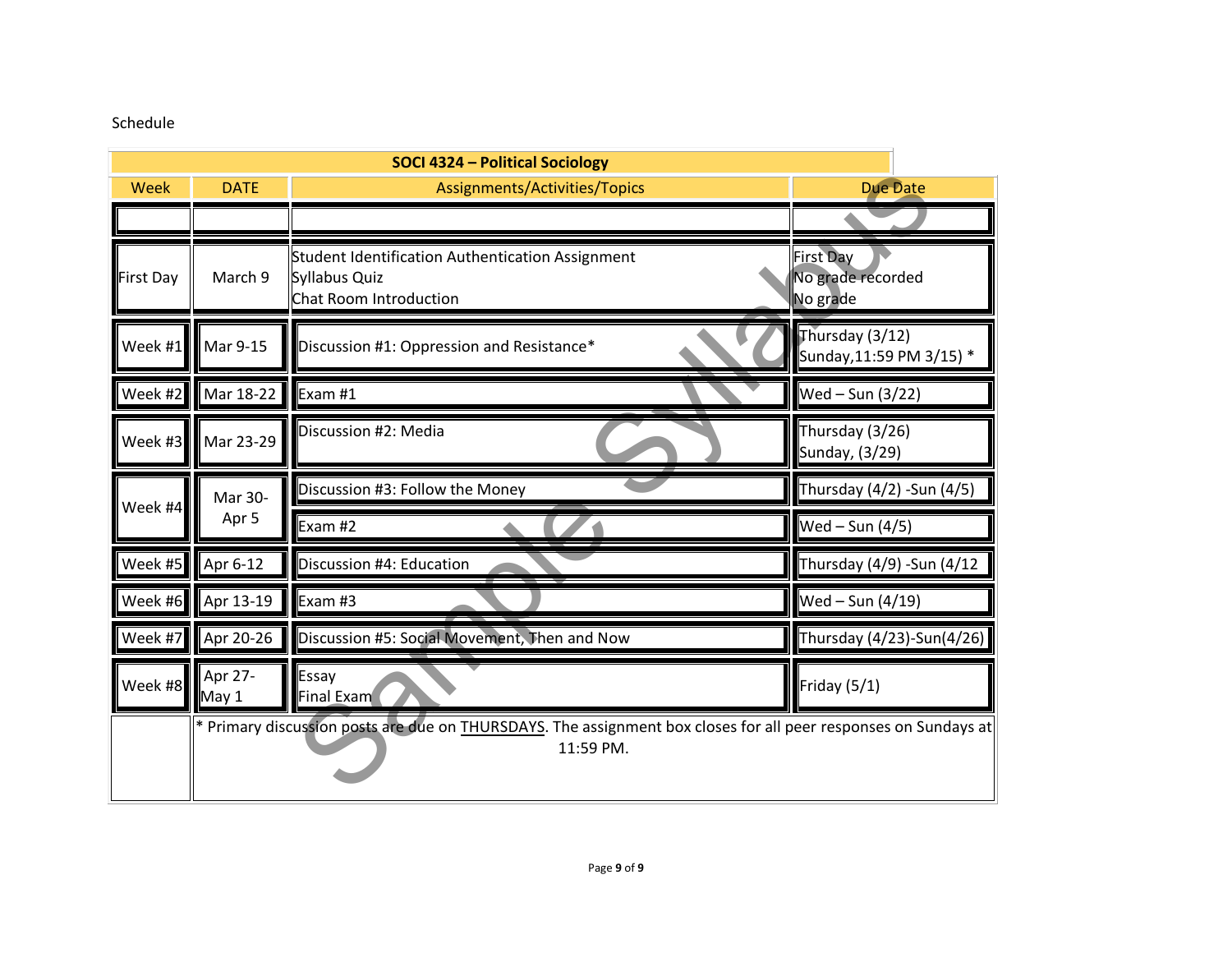Schedule

| SOCI 4324 – Political Sociology | | | |
|---|---|---|---|
| Week | DATE | Assignments/Activities/Topics | Due Date |
| | | | |
| First Day | March 9 | Student Identification Authentication Assignment<br>Syllabus Quiz<br>Chat Room Introduction | First Day<br>No grade recorded<br>No grade |
| Week #1 | Mar 9-15 | Discussion #1: Oppression and Resistance* | Thursday (3/12)<br>Sunday,11:59 PM 3/15) * |
| Week #2 | Mar 18-22 | Exam #1 | Wed – Sun (3/22) |
| Week #3 | Mar 23-29 | Discussion #2: Media | Thursday (3/26)<br>Sunday, (3/29) |
| Week #4 | Mar 30-Apr 5 | Discussion #3: Follow the Money | Thursday (4/2) -Sun (4/5) |
| | | Exam #2 | Wed – Sun (4/5) |
| Week #5 | Apr 6-12 | Discussion #4: Education | Thursday (4/9) -Sun (4/12 |
| Week #6 | Apr 13-19 | Exam #3 | Wed – Sun (4/19) |
| Week #7 | Apr 20-26 | Discussion #5: Social Movement, Then and Now | Thursday (4/23)-Sun(4/26) |
| Week #8 | Apr 27-May 1 | Essay<br>Final Exam | Friday (5/1) |
| | * Primary discussion posts are due on THURSDAYS. The assignment box closes for all peer responses on Sundays at 11:59 PM. | | |